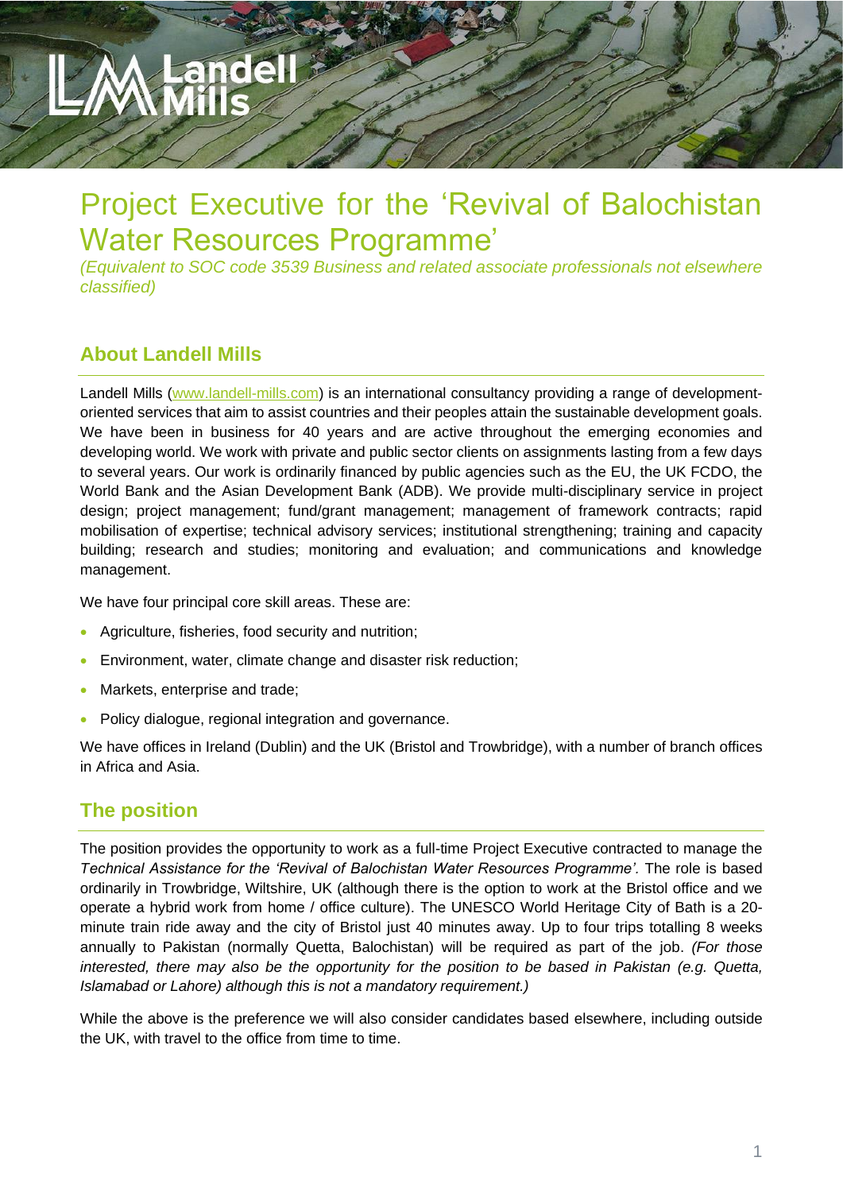# Project Executive for the 'Revival of Balochistan Water Resources Programme'

*(Equivalent to SOC code 3539 Business and related associate professionals not elsewhere classified)*

## About Landell Mills

Landell Mills (www.landell-mills.com) is an international consultancy providing a range of development-oriented services that aim to assist countries and their peoples attain the sustainable development goals. We have been in business for 40 years and are active throughout the emerging economies and developing world. We work with private and public sector clients on assignments lasting from a few days to several years. Our work is ordinarily financed by public agencies such as the EU, the UK FCDO, the World Bank and the Asian Development Bank (ADB). We provide multi-disciplinary service in project design; project management; fund/grant management; management of framework contracts; rapid mobilisation of expertise; technical advisory services; institutional strengthening; training and capacity building; research and studies; monitoring and evaluation; and communications and knowledge management.

We have four principal core skill areas. These are:

- Agriculture, fisheries, food security and nutrition;
- Environment, water, climate change and disaster risk reduction;
- Markets, enterprise and trade;
- Policy dialogue, regional integration and governance.

We have offices in Ireland (Dublin) and the UK (Bristol and Trowbridge), with a number of branch offices in Africa and Asia.

## The position

The position provides the opportunity to work as a full-time Project Executive contracted to manage the *Technical Assistance for the 'Revival of Balochistan Water Resources Programme'*. The role is based ordinarily in Trowbridge, Wiltshire, UK (although there is the option to work at the Bristol office and we operate a hybrid work from home / office culture). The UNESCO World Heritage City of Bath is a 20-minute train ride away and the city of Bristol just 40 minutes away. Up to four trips totalling 8 weeks annually to Pakistan (normally Quetta, Balochistan) will be required as part of the job. *(For those interested, there may also be the opportunity for the position to be based in Pakistan (e.g. Quetta, Islamabad or Lahore) although this is not a mandatory requirement.)*

While the above is the preference we will also consider candidates based elsewhere, including outside the UK, with travel to the office from time to time.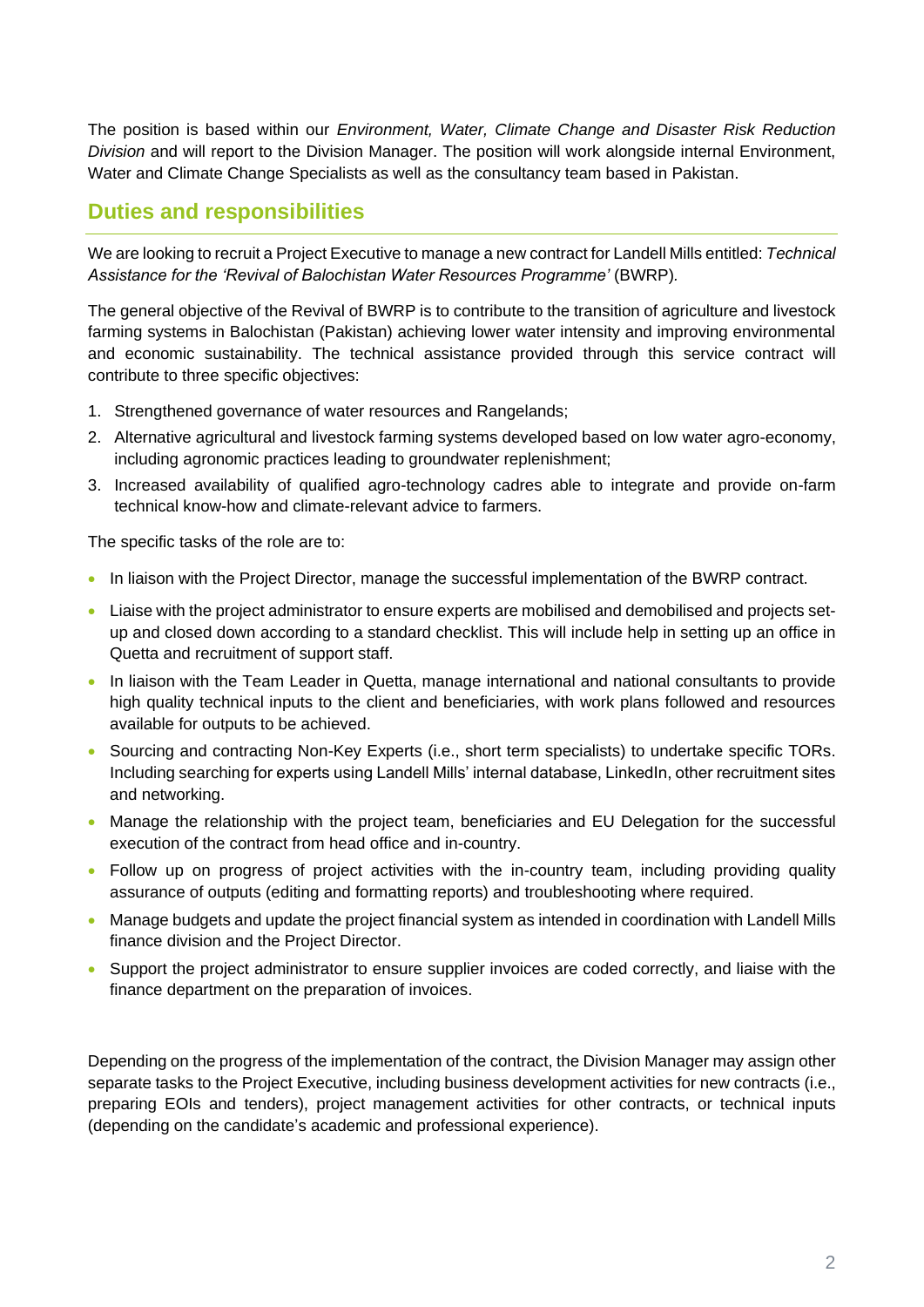The position is based within our *Environment, Water, Climate Change and Disaster Risk Reduction Division* and will report to the Division Manager. The position will work alongside internal Environment, Water and Climate Change Specialists as well as the consultancy team based in Pakistan.

## Duties and responsibilities

We are looking to recruit a Project Executive to manage a new contract for Landell Mills entitled: *Technical Assistance for the 'Revival of Balochistan Water Resources Programme'* (BWRP).

The general objective of the Revival of BWRP is to contribute to the transition of agriculture and livestock farming systems in Balochistan (Pakistan) achieving lower water intensity and improving environmental and economic sustainability. The technical assistance provided through this service contract will contribute to three specific objectives:

1. Strengthened governance of water resources and Rangelands;
2. Alternative agricultural and livestock farming systems developed based on low water agro-economy, including agronomic practices leading to groundwater replenishment;
3. Increased availability of qualified agro-technology cadres able to integrate and provide on-farm technical know-how and climate-relevant advice to farmers.

The specific tasks of the role are to:

- In liaison with the Project Director, manage the successful implementation of the BWRP contract.
- Liaise with the project administrator to ensure experts are mobilised and demobilised and projects set-up and closed down according to a standard checklist. This will include help in setting up an office in Quetta and recruitment of support staff.
- In liaison with the Team Leader in Quetta, manage international and national consultants to provide high quality technical inputs to the client and beneficiaries, with work plans followed and resources available for outputs to be achieved.
- Sourcing and contracting Non-Key Experts (i.e., short term specialists) to undertake specific TORs. Including searching for experts using Landell Mills' internal database, LinkedIn, other recruitment sites and networking.
- Manage the relationship with the project team, beneficiaries and EU Delegation for the successful execution of the contract from head office and in-country.
- Follow up on progress of project activities with the in-country team, including providing quality assurance of outputs (editing and formatting reports) and troubleshooting where required.
- Manage budgets and update the project financial system as intended in coordination with Landell Mills finance division and the Project Director.
- Support the project administrator to ensure supplier invoices are coded correctly, and liaise with the finance department on the preparation of invoices.

Depending on the progress of the implementation of the contract, the Division Manager may assign other separate tasks to the Project Executive, including business development activities for new contracts (i.e., preparing EOIs and tenders), project management activities for other contracts, or technical inputs (depending on the candidate's academic and professional experience).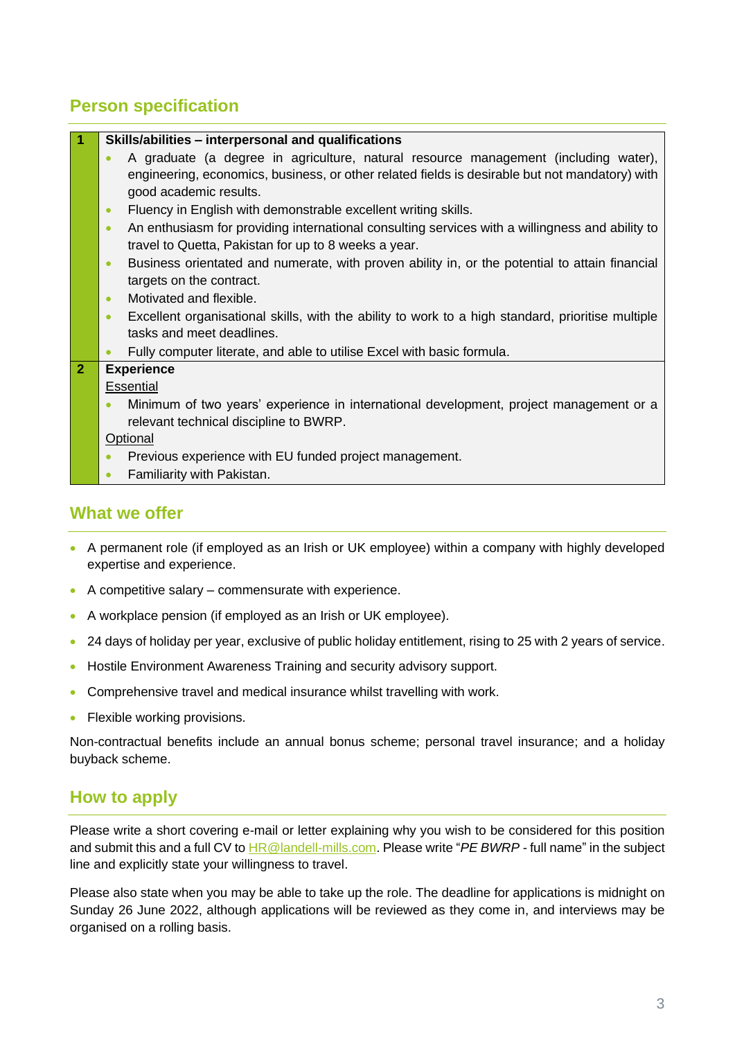## Person specification

| | |
|---|---|
| **1** | **Skills/abilities – interpersonal and qualifications**<br>• A graduate (a degree in agriculture, natural resource management (including water), engineering, economics, business, or other related fields is desirable but not mandatory) with good academic results.<br>• Fluency in English with demonstrable excellent writing skills.<br>• An enthusiasm for providing international consulting services with a willingness and ability to travel to Quetta, Pakistan for up to 8 weeks a year.<br>• Business orientated and numerate, with proven ability in, or the potential to attain financial targets on the contract.<br>• Motivated and flexible.<br>• Excellent organisational skills, with the ability to work to a high standard, prioritise multiple tasks and meet deadlines.<br>• Fully computer literate, and able to utilise Excel with basic formula. |
| **2** | **Experience**<br><u>Essential</u><br>• Minimum of two years' experience in international development, project management or a relevant technical discipline to BWRP.<br><u>Optional</u><br>• Previous experience with EU funded project management.<br>• Familiarity with Pakistan. |

## What we offer

- A permanent role (if employed as an Irish or UK employee) within a company with highly developed expertise and experience.
- A competitive salary – commensurate with experience.
- A workplace pension (if employed as an Irish or UK employee).
- 24 days of holiday per year, exclusive of public holiday entitlement, rising to 25 with 2 years of service.
- Hostile Environment Awareness Training and security advisory support.
- Comprehensive travel and medical insurance whilst travelling with work.
- Flexible working provisions.

Non-contractual benefits include an annual bonus scheme; personal travel insurance; and a holiday buyback scheme.

## How to apply

Please write a short covering e-mail or letter explaining why you wish to be considered for this position and submit this and a full CV to HR@landell-mills.com. Please write "*PE BWRP* - full name" in the subject line and explicitly state your willingness to travel.

Please also state when you may be able to take up the role. The deadline for applications is midnight on Sunday 26 June 2022, although applications will be reviewed as they come in, and interviews may be organised on a rolling basis.